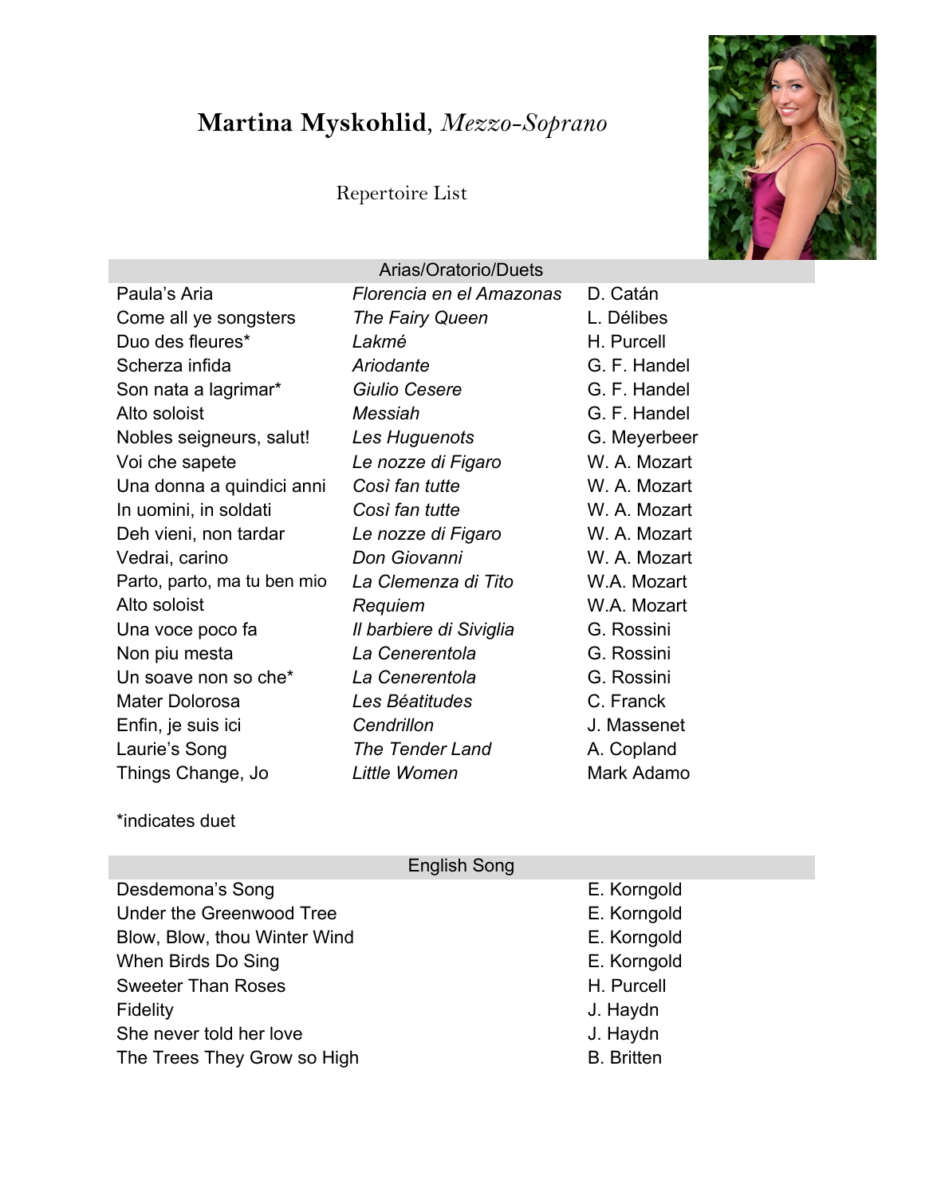# **Martina Myskohlid**, *Mezzo-Soprano*

Repertoire List

| Arias/Oratorio/Duets | | |
|---|---|---|
| Paula's Aria | *Florencia en el Amazonas* | D. Catán |
| Come all ye songsters | *The Fairy Queen* | L. Délibes |
| Duo des fleures* | *Lakmé* | H. Purcell |
| Scherza infida | *Ariodante* | G. F. Handel |
| Son nata a lagrimar* | *Giulio Cesere* | G. F. Handel |
| Alto soloist | *Messiah* | G. F. Handel |
| Nobles seigneurs, salut! | *Les Huguenots* | G. Meyerbeer |
| Voi che sapete | *Le nozze di Figaro* | W. A. Mozart |
| Una donna a quindici anni | *Così fan tutte* | W. A. Mozart |
| In uomini, in soldati | *Così fan tutte* | W. A. Mozart |
| Deh vieni, non tardar | *Le nozze di Figaro* | W. A. Mozart |
| Vedrai, carino | *Don Giovanni* | W. A. Mozart |
| Parto, parto, ma tu ben mio | *La Clemenza di Tito* | W.A. Mozart |
| Alto soloist | *Requiem* | W.A. Mozart |
| Una voce poco fa | *Il barbiere di Siviglia* | G. Rossini |
| Non piu mesta | *La Cenerentola* | G. Rossini |
| Un soave non so che* | *La Cenerentola* | G. Rossini |
| Mater Dolorosa | *Les Béatitudes* | C. Franck |
| Enfin, je suis ici | *Cendrillon* | J. Massenet |
| Laurie's Song | *The Tender Land* | A. Copland |
| Things Change, Jo | *Little Women* | Mark Adamo |

*indicates duet

| English Song | |
|---|---|
| Desdemona's Song | E. Korngold |
| Under the Greenwood Tree | E. Korngold |
| Blow, Blow, thou Winter Wind | E. Korngold |
| When Birds Do Sing | E. Korngold |
| Sweeter Than Roses | H. Purcell |
| Fidelity | J. Haydn |
| She never told her love | J. Haydn |
| The Trees They Grow so High | B. Britten |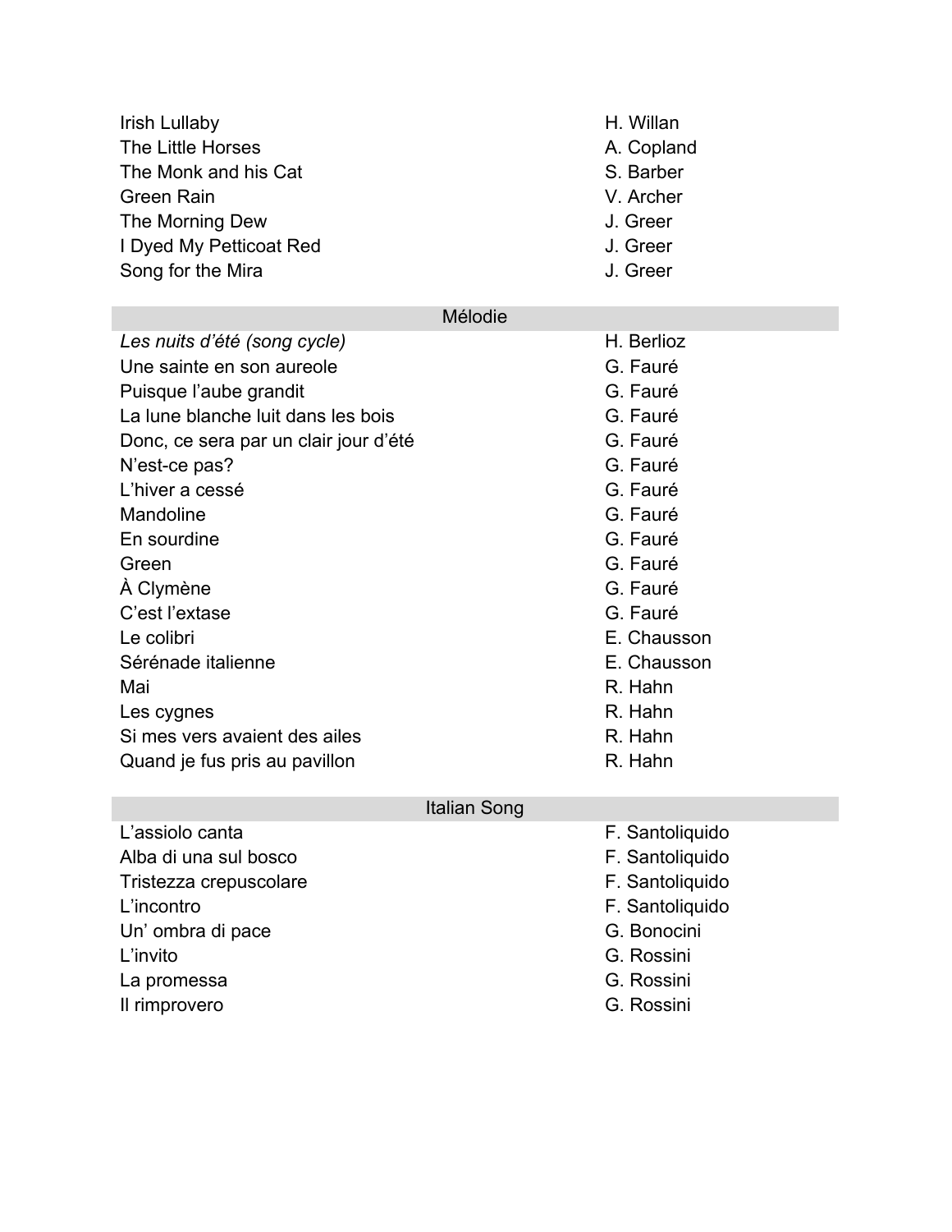| | |
|---|---|
| Irish Lullaby | H. Willan |
| The Little Horses | A. Copland |
| The Monk and his Cat | S. Barber |
| Green Rain | V. Archer |
| The Morning Dew | J. Greer |
| I Dyed My Petticoat Red | J. Greer |
| Song for the Mira | J. Greer |

| Mélodie | |
|---|---|
| *Les nuits d'été (song cycle)* | H. Berlioz |
| Une sainte en son aureole | G. Fauré |
| Puisque l'aube grandit | G. Fauré |
| La lune blanche luit dans les bois | G. Fauré |
| Donc, ce sera par un clair jour d'été | G. Fauré |
| N'est-ce pas? | G. Fauré |
| L'hiver a cessé | G. Fauré |
| Mandoline | G. Fauré |
| En sourdine | G. Fauré |
| Green | G. Fauré |
| À Clymène | G. Fauré |
| C'est l'extase | G. Fauré |
| Le colibri | E. Chausson |
| Sérénade italienne | E. Chausson |
| Mai | R. Hahn |
| Les cygnes | R. Hahn |
| Si mes vers avaient des ailes | R. Hahn |
| Quand je fus pris au pavillon | R. Hahn |

| Italian Song | |
|---|---|
| L'assiolo canta | F. Santoliquido |
| Alba di una sul bosco | F. Santoliquido |
| Tristezza crepuscolare | F. Santoliquido |
| L'incontro | F. Santoliquido |
| Un' ombra di pace | G. Bonocini |
| L'invito | G. Rossini |
| La promessa | G. Rossini |
| Il rimprovero | G. Rossini |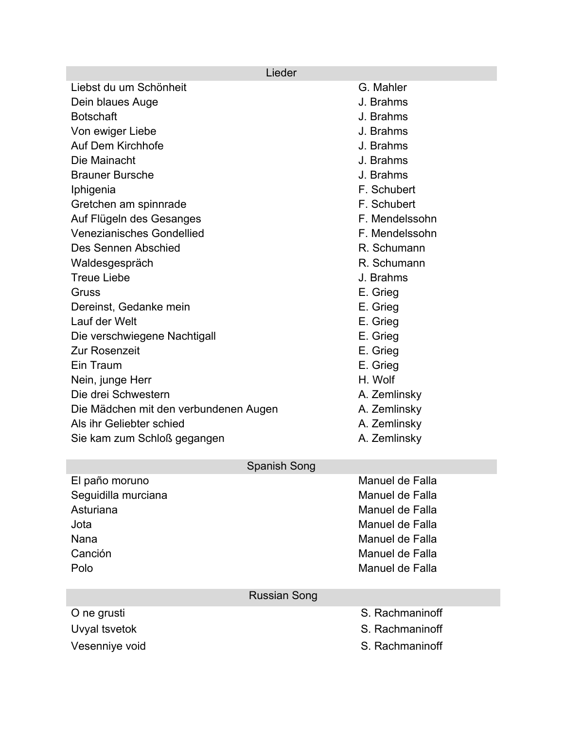| Lieder | |
|---|---|
| Liebst du um Schönheit | G. Mahler |
| Dein blaues Auge | J. Brahms |
| Botschaft | J. Brahms |
| Von ewiger Liebe | J. Brahms |
| Auf Dem Kirchhofe | J. Brahms |
| Die Mainacht | J. Brahms |
| Brauner Bursche | J. Brahms |
| Iphigenia | F. Schubert |
| Gretchen am spinnrade | F. Schubert |
| Auf Flügeln des Gesanges | F. Mendelssohn |
| Venezianisches Gondellied | F. Mendelssohn |
| Des Sennen Abschied | R. Schumann |
| Waldesgespräch | R. Schumann |
| Treue Liebe | J. Brahms |
| Gruss | E. Grieg |
| Dereinst, Gedanke mein | E. Grieg |
| Lauf der Welt | E. Grieg |
| Die verschwiegene Nachtigall | E. Grieg |
| Zur Rosenzeit | E. Grieg |
| Ein Traum | E. Grieg |
| Nein, junge Herr | H. Wolf |
| Die drei Schwestern | A. Zemlinsky |
| Die Mädchen mit den verbundenen Augen | A. Zemlinsky |
| Als ihr Geliebter schied | A. Zemlinsky |
| Sie kam zum Schloß gegangen | A. Zemlinsky |

| Spanish Song | |
|---|---|
| El paño moruno | Manuel de Falla |
| Seguidilla murciana | Manuel de Falla |
| Asturiana | Manuel de Falla |
| Jota | Manuel de Falla |
| Nana | Manuel de Falla |
| Canción | Manuel de Falla |
| Polo | Manuel de Falla |

| Russian Song | |
|---|---|
| O ne grusti | S. Rachmaninoff |
| Uvyal tsvetok | S. Rachmaninoff |
| Vesenniye void | S. Rachmaninoff |